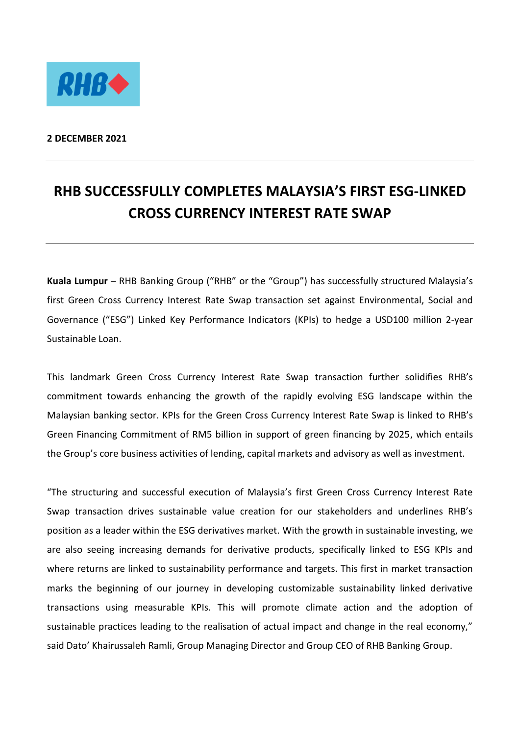**2 DECEMBER 2021**

# RHB SUCCESSFULLY COMPLETES MALAYSIA'S FIRST ESG-LINKED CROSS CURRENCY INTEREST RATE SWAP

**Kuala Lumpur** – RHB Banking Group ("RHB" or the "Group") has successfully structured Malaysia's first Green Cross Currency Interest Rate Swap transaction set against Environmental, Social and Governance ("ESG") Linked Key Performance Indicators (KPIs) to hedge a USD100 million 2-year Sustainable Loan.

This landmark Green Cross Currency Interest Rate Swap transaction further solidifies RHB's commitment towards enhancing the growth of the rapidly evolving ESG landscape within the Malaysian banking sector. KPIs for the Green Cross Currency Interest Rate Swap is linked to RHB's Green Financing Commitment of RM5 billion in support of green financing by 2025, which entails the Group's core business activities of lending, capital markets and advisory as well as investment.

"The structuring and successful execution of Malaysia's first Green Cross Currency Interest Rate Swap transaction drives sustainable value creation for our stakeholders and underlines RHB's position as a leader within the ESG derivatives market. With the growth in sustainable investing, we are also seeing increasing demands for derivative products, specifically linked to ESG KPIs and where returns are linked to sustainability performance and targets. This first in market transaction marks the beginning of our journey in developing customizable sustainability linked derivative transactions using measurable KPIs. This will promote climate action and the adoption of sustainable practices leading to the realisation of actual impact and change in the real economy," said Dato' Khairussaleh Ramli, Group Managing Director and Group CEO of RHB Banking Group.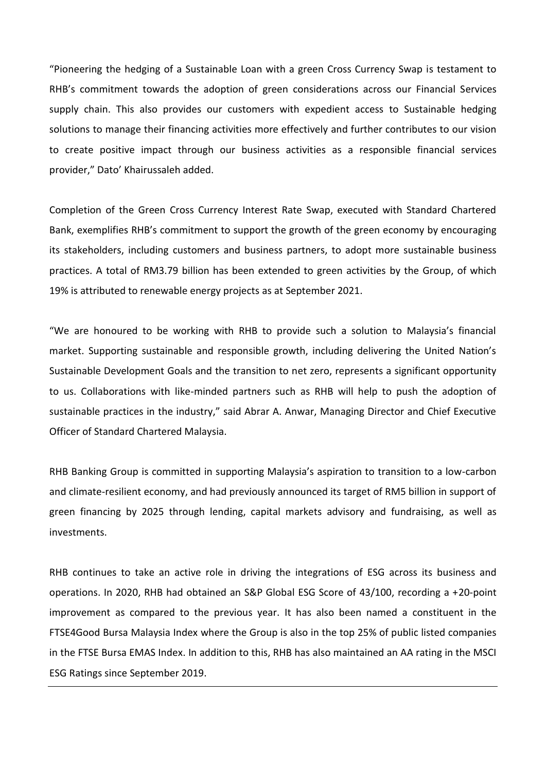"Pioneering the hedging of a Sustainable Loan with a green Cross Currency Swap is testament to RHB's commitment towards the adoption of green considerations across our Financial Services supply chain. This also provides our customers with expedient access to Sustainable hedging solutions to manage their financing activities more effectively and further contributes to our vision to create positive impact through our business activities as a responsible financial services provider," Dato' Khairussaleh added.

Completion of the Green Cross Currency Interest Rate Swap, executed with Standard Chartered Bank, exemplifies RHB's commitment to support the growth of the green economy by encouraging its stakeholders, including customers and business partners, to adopt more sustainable business practices. A total of RM3.79 billion has been extended to green activities by the Group, of which 19% is attributed to renewable energy projects as at September 2021.

"We are honoured to be working with RHB to provide such a solution to Malaysia's financial market. Supporting sustainable and responsible growth, including delivering the United Nation's Sustainable Development Goals and the transition to net zero, represents a significant opportunity to us. Collaborations with like-minded partners such as RHB will help to push the adoption of sustainable practices in the industry," said Abrar A. Anwar, Managing Director and Chief Executive Officer of Standard Chartered Malaysia.

RHB Banking Group is committed in supporting Malaysia's aspiration to transition to a low-carbon and climate-resilient economy, and had previously announced its target of RM5 billion in support of green financing by 2025 through lending, capital markets advisory and fundraising, as well as investments.

RHB continues to take an active role in driving the integrations of ESG across its business and operations. In 2020, RHB had obtained an S&P Global ESG Score of 43/100, recording a +20-point improvement as compared to the previous year. It has also been named a constituent in the FTSE4Good Bursa Malaysia Index where the Group is also in the top 25% of public listed companies in the FTSE Bursa EMAS Index. In addition to this, RHB has also maintained an AA rating in the MSCI ESG Ratings since September 2019.